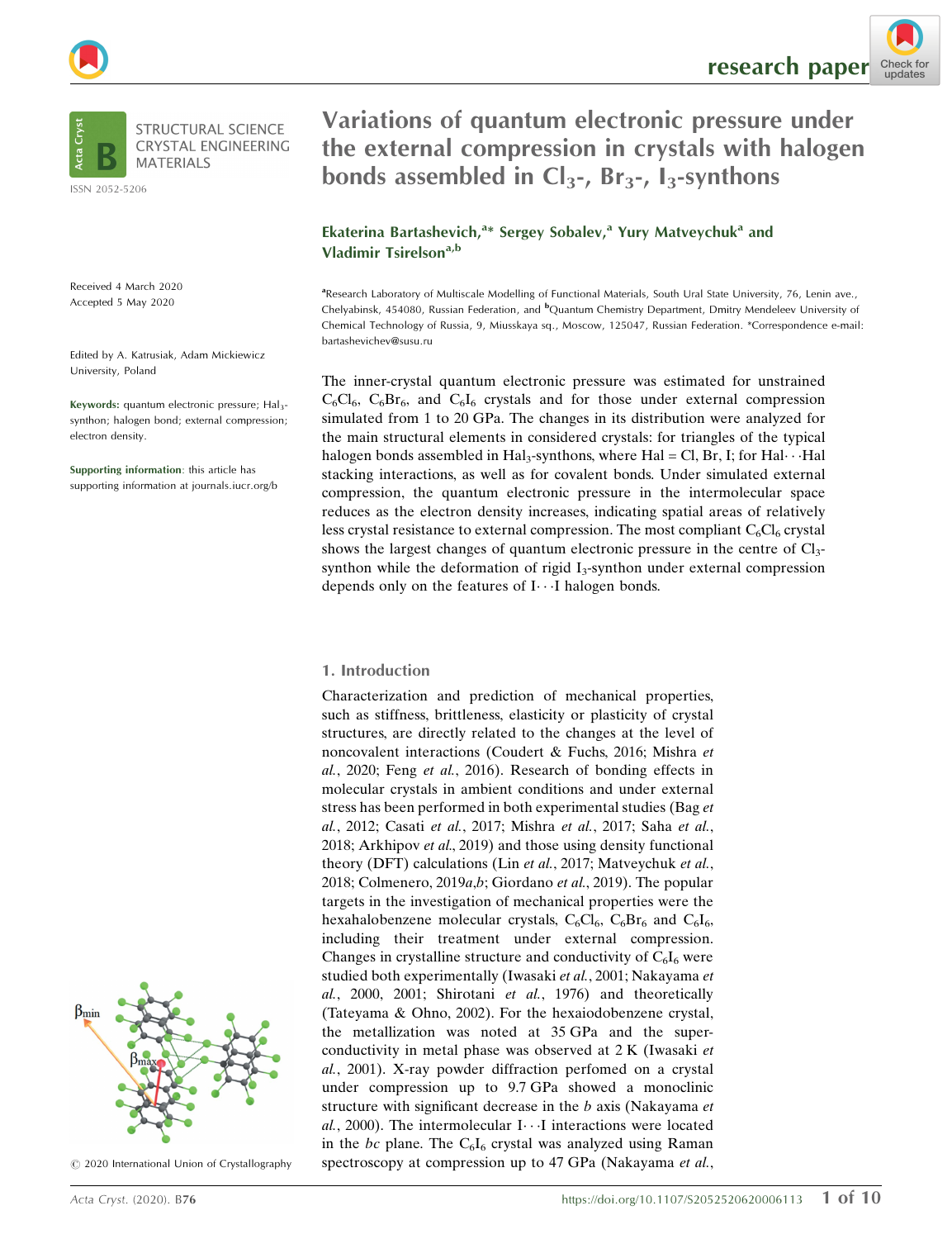# Variations of quantum electronic pressure under the external compression in crystals with halogen bonds assembled in $Cl_3$-, $Br_3$-, $I_3$-synthons

**Ekaterina Bartashevich,[a]* Sergey Sobalev,[a] Yury Matveychuk[a] and Vladimir Tsirelson[a,b]**

[a]Research Laboratory of Multiscale Modelling of Functional Materials, South Ural State University, 76, Lenin ave., Chelyabinsk, 454080, Russian Federation, and [b]Quantum Chemistry Department, Dmitry Mendeleev University of Chemical Technology of Russia, 9, Miusskaya sq., Moscow, 125047, Russian Federation. *Correspondence e-mail: bartashevichev@susu.ru

STRUCTURAL SCIENCE CRYSTAL ENGINEERING MATERIALS

ISSN 2052-5206

Received 4 March 2020
Accepted 5 May 2020

Edited by A. Katrusiak, Adam Mickiewicz University, Poland

**Keywords:** quantum electronic pressure; $Hal_3$-synthon; halogen bond; external compression; electron density.

**Supporting information**: this article has supporting information at journals.iucr.org/b

© 2020 International Union of Crystallography

The inner-crystal quantum electronic pressure was estimated for unstrained $C_6Cl_6$, $C_6Br_6$, and $C_6I_6$ crystals and for those under external compression simulated from 1 to 20 GPa. The changes in its distribution were analyzed for the main structural elements in considered crystals: for triangles of the typical halogen bonds assembled in $Hal_3$-synthons, where Hal = Cl, Br, I; for Hal⋯Hal stacking interactions, as well as for covalent bonds. Under simulated external compression, the quantum electronic pressure in the intermolecular space reduces as the electron density increases, indicating spatial areas of relatively less crystal resistance to external compression. The most compliant $C_6Cl_6$ crystal shows the largest changes of quantum electronic pressure in the centre of $Cl_3$-synthon while the deformation of rigid $I_3$-synthon under external compression depends only on the features of I⋯I halogen bonds.

## 1. Introduction

Characterization and prediction of mechanical properties, such as stiffness, brittleness, elasticity or plasticity of crystal structures, are directly related to the changes at the level of noncovalent interactions (Coudert & Fuchs, 2016; Mishra *et al.*, 2020; Feng *et al.*, 2016). Research of bonding effects in molecular crystals in ambient conditions and under external stress has been performed in both experimental studies (Bag *et al.*, 2012; Casati *et al.*, 2017; Mishra *et al.*, 2017; Saha *et al.*, 2018; Arkhipov *et al.*, 2019) and those using density functional theory (DFT) calculations (Lin *et al.*, 2017; Matveychuk *et al.*, 2018; Colmenero, 2019*a*,*b*; Giordano *et al.*, 2019). The popular targets in the investigation of mechanical properties were the hexahalobenzene molecular crystals, $C_6Cl_6$, $C_6Br_6$ and $C_6I_6$, including their treatment under external compression. Changes in crystalline structure and conductivity of $C_6I_6$ were studied both experimentally (Iwasaki *et al.*, 2001; Nakayama *et al.*, 2000, 2001; Shirotani *et al.*, 1976) and theoretically (Tateyama & Ohno, 2002). For the hexaiodobenzene crystal, the metallization was noted at 35 GPa and the superconductivity in metal phase was observed at 2 K (Iwasaki *et al.*, 2001). X-ray powder diffraction perfomed on a crystal under compression up to 9.7 GPa showed a monoclinic structure with significant decrease in the *b* axis (Nakayama *et al.*, 2000). The intermolecular I⋯I interactions were located in the *bc* plane. The $C_6I_6$ crystal was analyzed using Raman spectroscopy at compression up to 47 GPa (Nakayama *et al.*,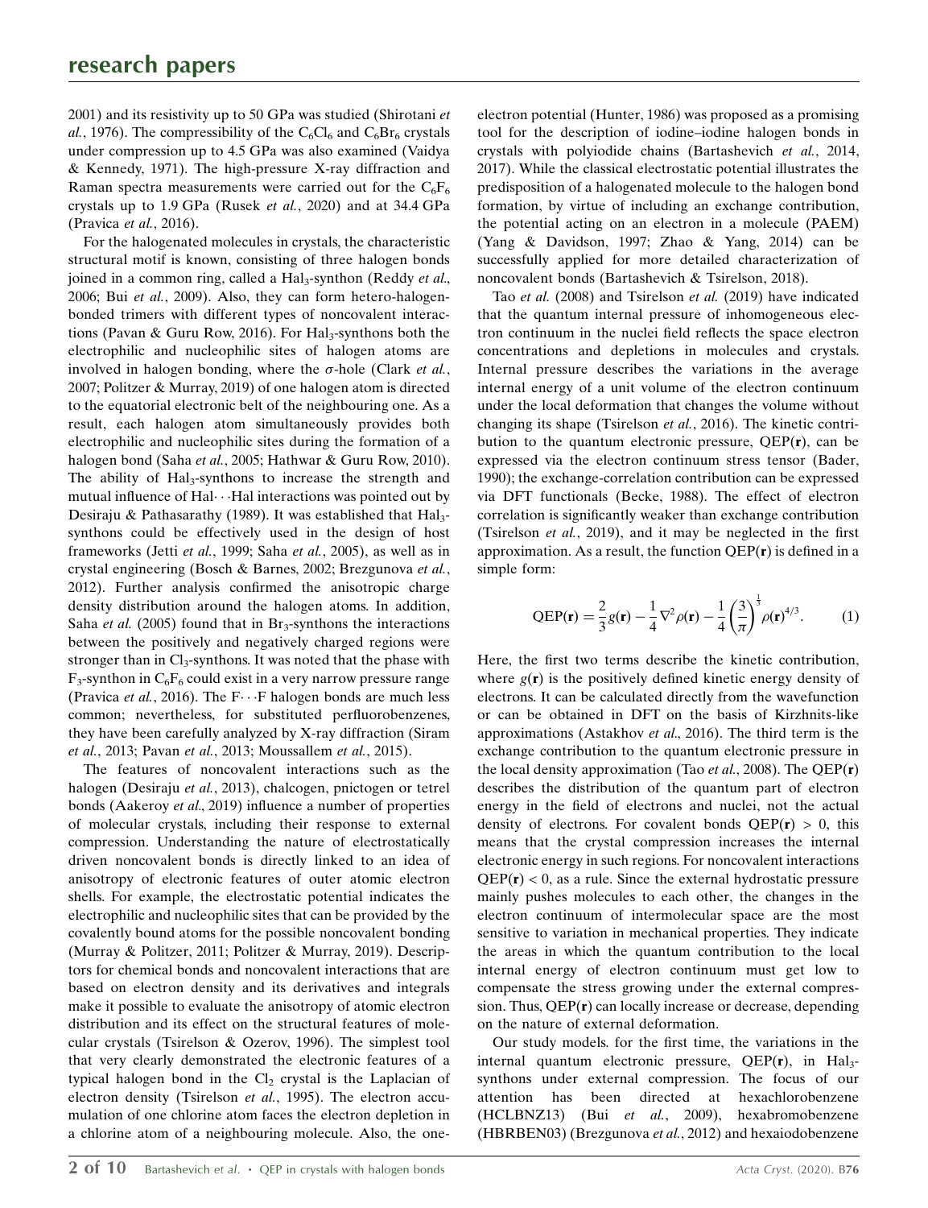2001) and its resistivity up to 50 GPa was studied (Shirotani *et al.*, 1976). The compressibility of the $C_6Cl_6$ and $C_6Br_6$ crystals under compression up to 4.5 GPa was also examined (Vaidya & Kennedy, 1971). The high-pressure X-ray diffraction and Raman spectra measurements were carried out for the $C_6F_6$ crystals up to 1.9 GPa (Rusek *et al.*, 2020) and at 34.4 GPa (Pravica *et al.*, 2016).

For the halogenated molecules in crystals, the characteristic structural motif is known, consisting of three halogen bonds joined in a common ring, called a $Hal_3$-synthon (Reddy *et al.*, 2006; Bui *et al.*, 2009). Also, they can form hetero-halogen-bonded trimers with different types of noncovalent interactions (Pavan & Guru Row, 2016). For $Hal_3$-synthons both the electrophilic and nucleophilic sites of halogen atoms are involved in halogen bonding, where the $\sigma$-hole (Clark *et al.*, 2007; Politzer & Murray, 2019) of one halogen atom is directed to the equatorial electronic belt of the neighbouring one. As a result, each halogen atom simultaneously provides both electrophilic and nucleophilic sites during the formation of a halogen bond (Saha *et al.*, 2005; Hathwar & Guru Row, 2010). The ability of $Hal_3$-synthons to increase the strength and mutual influence of Hal···Hal interactions was pointed out by Desiraju & Pathasarathy (1989). It was established that $Hal_3$-synthons could be effectively used in the design of host frameworks (Jetti *et al.*, 1999; Saha *et al.*, 2005), as well as in crystal engineering (Bosch & Barnes, 2002; Brezgunova *et al.*, 2012). Further analysis confirmed the anisotropic charge density distribution around the halogen atoms. In addition, Saha *et al.* (2005) found that in $Br_3$-synthons the interactions between the positively and negatively charged regions were stronger than in $Cl_3$-synthons. It was noted that the phase with $F_3$-synthon in $C_6F_6$ could exist in a very narrow pressure range (Pravica *et al.*, 2016). The F···F halogen bonds are much less common; nevertheless, for substituted perfluorobenzenes, they have been carefully analyzed by X-ray diffraction (Siram *et al.*, 2013; Pavan *et al.*, 2013; Moussallem *et al.*, 2015).

The features of noncovalent interactions such as the halogen (Desiraju *et al.*, 2013), chalcogen, pnictogen or tetrel bonds (Aakeroy *et al.*, 2019) influence a number of properties of molecular crystals, including their response to external compression. Understanding the nature of electrostatically driven noncovalent bonds is directly linked to an idea of anisotropy of electronic features of outer atomic electron shells. For example, the electrostatic potential indicates the electrophilic and nucleophilic sites that can be provided by the covalently bound atoms for the possible noncovalent bonding (Murray & Politzer, 2011; Politzer & Murray, 2019). Descriptors for chemical bonds and noncovalent interactions that are based on electron density and its derivatives and integrals make it possible to evaluate the anisotropy of atomic electron distribution and its effect on the structural features of molecular crystals (Tsirelson & Ozerov, 1996). The simplest tool that very clearly demonstrated the electronic features of a typical halogen bond in the $Cl_2$ crystal is the Laplacian of electron density (Tsirelson *et al.*, 1995). The electron accumulation of one chlorine atom faces the electron depletion in a chlorine atom of a neighbouring molecule. Also, the one-electron potential (Hunter, 1986) was proposed as a promising tool for the description of iodine–iodine halogen bonds in crystals with polyiodide chains (Bartashevich *et al.*, 2014, 2017). While the classical electrostatic potential illustrates the predisposition of a halogenated molecule to the halogen bond formation, by virtue of including an exchange contribution, the potential acting on an electron in a molecule (PAEM) (Yang & Davidson, 1997; Zhao & Yang, 2014) can be successfully applied for more detailed characterization of noncovalent bonds (Bartashevich & Tsirelson, 2018).

Tao *et al.* (2008) and Tsirelson *et al.* (2019) have indicated that the quantum internal pressure of inhomogeneous electron continuum in the nuclei field reflects the space electron concentrations and depletions in molecules and crystals. Internal pressure describes the variations in the average internal energy of a unit volume of the electron continuum under the local deformation that changes the volume without changing its shape (Tsirelson *et al.*, 2016). The kinetic contribution to the quantum electronic pressure, $\mathrm{QEP}(\mathbf{r})$, can be expressed via the electron continuum stress tensor (Bader, 1990); the exchange-correlation contribution can be expressed via DFT functionals (Becke, 1988). The effect of electron correlation is significantly weaker than exchange contribution (Tsirelson *et al.*, 2019), and it may be neglected in the first approximation. As a result, the function $\mathrm{QEP}(\mathbf{r})$ is defined in a simple form:

$$\mathrm{QEP}(\mathbf{r}) = \frac{2}{3}g(\mathbf{r}) - \frac{1}{4}\nabla^2\rho(\mathbf{r}) - \frac{1}{4}\left(\frac{3}{\pi}\right)^{\frac{1}{3}}\rho(\mathbf{r})^{4/3}. \qquad (1)$$

Here, the first two terms describe the kinetic contribution, where $g(\mathbf{r})$ is the positively defined kinetic energy density of electrons. It can be calculated directly from the wavefunction or can be obtained in DFT on the basis of Kirzhnits-like approximations (Astakhov *et al.*, 2016). The third term is the exchange contribution to the quantum electronic pressure in the local density approximation (Tao *et al.*, 2008). The $\mathrm{QEP}(\mathbf{r})$ describes the distribution of the quantum part of electron energy in the field of electrons and nuclei, not the actual density of electrons. For covalent bonds $\mathrm{QEP}(\mathbf{r}) > 0$, this means that the crystal compression increases the internal electronic energy in such regions. For noncovalent interactions $\mathrm{QEP}(\mathbf{r}) < 0$, as a rule. Since the external hydrostatic pressure mainly pushes molecules to each other, the changes in the electron continuum of intermolecular space are the most sensitive to variation in mechanical properties. They indicate the areas in which the quantum contribution to the local internal energy of electron continuum must get low to compensate the stress growing under the external compression. Thus, $\mathrm{QEP}(\mathbf{r})$ can locally increase or decrease, depending on the nature of external deformation.

Our study models. for the first time, the variations in the internal quantum electronic pressure, $\mathrm{QEP}(\mathbf{r})$, in $Hal_3$-synthons under external compression. The focus of our attention has been directed at hexachlorobenzene (HCLBNZ13) (Bui *et al.*, 2009), hexabromobenzene (HBRBEN03) (Brezgunova *et al.*, 2012) and hexaiodobenzene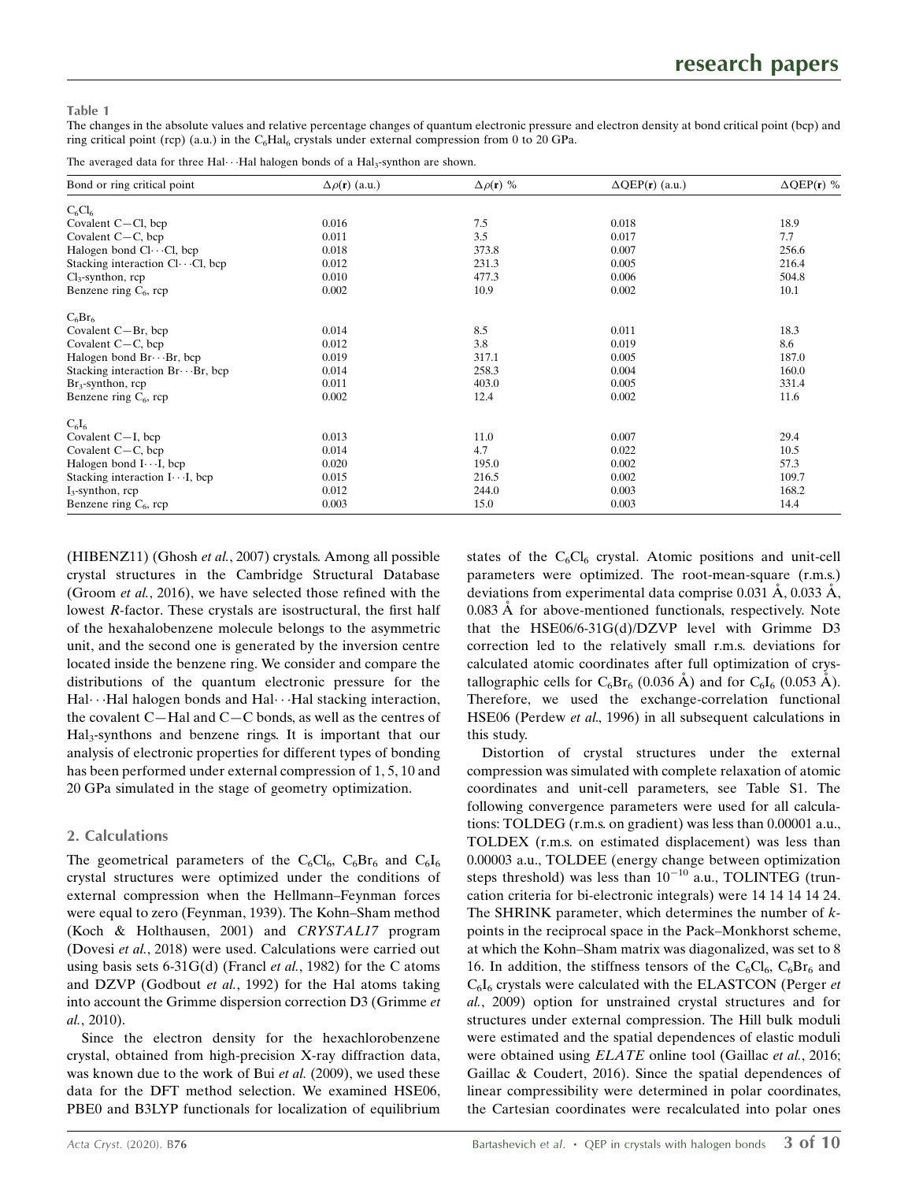**Table 1**

The changes in the absolute values and relative percentage changes of quantum electronic pressure and electron density at bond critical point (bcp) and ring critical point (rcp) (a.u.) in the $C_6Hal_6$ crystals under external compression from 0 to 20 GPa.

The averaged data for three Hal···Hal halogen bonds of a $Hal_3$-synthon are shown.

| Bond or ring critical point | $\Delta\rho(\mathbf{r})$ (a.u.) | $\Delta\rho(\mathbf{r})$ % | $\Delta$QEP($\mathbf{r}$) (a.u.) | $\Delta$QEP($\mathbf{r}$) % |
|---|---|---|---|---|
| $C_6Cl_6$ | | | | |
| Covalent C—Cl, bcp | 0.016 | 7.5 | 0.018 | 18.9 |
| Covalent C—C, bcp | 0.011 | 3.5 | 0.017 | 7.7 |
| Halogen bond Cl···Cl, bcp | 0.018 | 373.8 | 0.007 | 256.6 |
| Stacking interaction Cl···Cl, bcp | 0.012 | 231.3 | 0.005 | 216.4 |
| $Cl_3$-synthon, rcp | 0.010 | 477.3 | 0.006 | 504.8 |
| Benzene ring $C_6$, rcp | 0.002 | 10.9 | 0.002 | 10.1 |
| $C_6Br_6$ | | | | |
| Covalent C—Br, bcp | 0.014 | 8.5 | 0.011 | 18.3 |
| Covalent C—C, bcp | 0.012 | 3.8 | 0.019 | 8.6 |
| Halogen bond Br···Br, bcp | 0.019 | 317.1 | 0.005 | 187.0 |
| Stacking interaction Br···Br, bcp | 0.014 | 258.3 | 0.004 | 160.0 |
| $Br_3$-synthon, rcp | 0.011 | 403.0 | 0.005 | 331.4 |
| Benzene ring $C_6$, rcp | 0.002 | 12.4 | 0.002 | 11.6 |
| $C_6I_6$ | | | | |
| Covalent C—I, bcp | 0.013 | 11.0 | 0.007 | 29.4 |
| Covalent C—C, bcp | 0.014 | 4.7 | 0.022 | 10.5 |
| Halogen bond I···I, bcp | 0.020 | 195.0 | 0.002 | 57.3 |
| Stacking interaction I···I, bcp | 0.015 | 216.5 | 0.002 | 109.7 |
| $I_3$-synthon, rcp | 0.012 | 244.0 | 0.003 | 168.2 |
| Benzene ring $C_6$, rcp | 0.003 | 15.0 | 0.003 | 14.4 |

(HIBENZ11) (Ghosh *et al.*, 2007) crystals. Among all possible crystal structures in the Cambridge Structural Database (Groom *et al.*, 2016), we have selected those refined with the lowest *R*-factor. These crystals are isostructural, the first half of the hexahalobenzene molecule belongs to the asymmetric unit, and the second one is generated by the inversion centre located inside the benzene ring. We consider and compare the distributions of the quantum electronic pressure for the Hal···Hal halogen bonds and Hal···Hal stacking interaction, the covalent C—Hal and C—C bonds, as well as the centres of $Hal_3$-synthons and benzene rings. It is important that our analysis of electronic properties for different types of bonding has been performed under external compression of 1, 5, 10 and 20 GPa simulated in the stage of geometry optimization.

## 2. Calculations

The geometrical parameters of the $C_6Cl_6$, $C_6Br_6$ and $C_6I_6$ crystal structures were optimized under the conditions of external compression when the Hellmann–Feynman forces were equal to zero (Feynman, 1939). The Kohn–Sham method (Koch & Holthausen, 2001) and *CRYSTAL17* program (Dovesi *et al.*, 2018) were used. Calculations were carried out using basis sets 6-31G(d) (Francl *et al.*, 1982) for the C atoms and DZVP (Godbout *et al.*, 1992) for the Hal atoms taking into account the Grimme dispersion correction D3 (Grimme *et al.*, 2010).

Since the electron density for the hexachlorobenzene crystal, obtained from high-precision X-ray diffraction data, was known due to the work of Bui *et al.* (2009), we used these data for the DFT method selection. We examined HSE06, PBE0 and B3LYP functionals for localization of equilibrium states of the $C_6Cl_6$ crystal. Atomic positions and unit-cell parameters were optimized. The root-mean-square (r.m.s.) deviations from experimental data comprise 0.031 Å, 0.033 Å, 0.083 Å for above-mentioned functionals, respectively. Note that the HSE06/6-31G(d)/DZVP level with Grimme D3 correction led to the relatively small r.m.s. deviations for calculated atomic coordinates after full optimization of crystallographic cells for $C_6Br_6$ (0.036 Å) and for $C_6I_6$ (0.053 Å). Therefore, we used the exchange-correlation functional HSE06 (Perdew *et al.*, 1996) in all subsequent calculations in this study.

Distortion of crystal structures under the external compression was simulated with complete relaxation of atomic coordinates and unit-cell parameters, see Table S1. The following convergence parameters were used for all calculations: TOLDEG (r.m.s. on gradient) was less than 0.00001 a.u., TOLDEX (r.m.s. on estimated displacement) was less than 0.00003 a.u., TOLDEE (energy change between optimization steps threshold) was less than $10^{-10}$ a.u., TOLINTEG (truncation criteria for bi-electronic integrals) were 14 14 14 14 24. The SHRINK parameter, which determines the number of *k*-points in the reciprocal space in the Pack–Monkhorst scheme, at which the Kohn–Sham matrix was diagonalized, was set to 8 16. In addition, the stiffness tensors of the $C_6Cl_6$, $C_6Br_6$ and $C_6I_6$ crystals were calculated with the ELASTCON (Perger *et al.*, 2009) option for unstrained crystal structures and for structures under external compression. The Hill bulk moduli were estimated and the spatial dependences of elastic moduli were obtained using *ELATE* online tool (Gaillac *et al.*, 2016; Gaillac & Coudert, 2016). Since the spatial dependences of linear compressibility were determined in polar coordinates, the Cartesian coordinates were recalculated into polar ones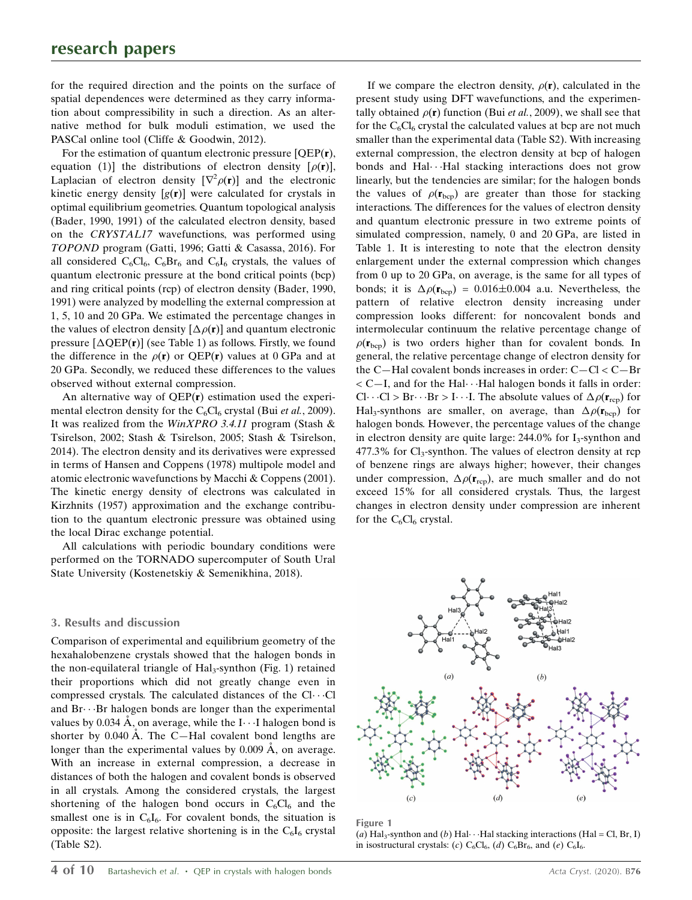for the required direction and the points on the surface of spatial dependences were determined as they carry information about compressibility in such a direction. As an alternative method for bulk moduli estimation, we used the PASCal online tool (Cliffe & Goodwin, 2012).

For the estimation of quantum electronic pressure [QEP(**r**), equation (1)] the distributions of electron density [$\rho(\mathbf{r})$], Laplacian of electron density [$\nabla^2\rho(\mathbf{r})$] and the electronic kinetic energy density [$g(\mathbf{r})$] were calculated for crystals in optimal equilibrium geometries. Quantum topological analysis (Bader, 1990, 1991) of the calculated electron density, based on the *CRYSTAL17* wavefunctions, was performed using *TOPOND* program (Gatti, 1996; Gatti & Casassa, 2016). For all considered $C_6Cl_6$, $C_6Br_6$ and $C_6I_6$ crystals, the values of quantum electronic pressure at the bond critical points (bcp) and ring critical points (rcp) of electron density (Bader, 1990, 1991) were analyzed by modelling the external compression at 1, 5, 10 and 20 GPa. We estimated the percentage changes in the values of electron density [$\Delta\rho(\mathbf{r})$] and quantum electronic pressure [$\Delta$QEP(**r**)] (see Table 1) as follows. Firstly, we found the difference in the $\rho(\mathbf{r})$ or QEP(**r**) values at 0 GPa and at 20 GPa. Secondly, we reduced these differences to the values observed without external compression.

An alternative way of QEP(**r**) estimation used the experimental electron density for the $C_6Cl_6$ crystal (Bui *et al.*, 2009). It was realized from the *WinXPRO 3.4.11* program (Stash & Tsirelson, 2002; Stash & Tsirelson, 2005; Stash & Tsirelson, 2014). The electron density and its derivatives were expressed in terms of Hansen and Coppens (1978) multipole model and atomic electronic wavefunctions by Macchi & Coppens (2001). The kinetic energy density of electrons was calculated in Kirzhnits (1957) approximation and the exchange contribution to the quantum electronic pressure was obtained using the local Dirac exchange potential.

All calculations with periodic boundary conditions were performed on the TORNADO supercomputer of South Ural State University (Kostenetskiy & Semenikhina, 2018).

## 3. Results and discussion

Comparison of experimental and equilibrium geometry of the hexahalobenzene crystals showed that the halogen bonds in the non-equilateral triangle of $Hal_3$-synthon (Fig. 1) retained their proportions which did not greatly change even in compressed crystals. The calculated distances of the Cl$\cdots$Cl and Br$\cdots$Br halogen bonds are longer than the experimental values by 0.034 Å, on average, while the I$\cdots$I halogen bond is shorter by 0.040 Å. The C—Hal covalent bond lengths are longer than the experimental values by 0.009 Å, on average. With an increase in external compression, a decrease in distances of both the halogen and covalent bonds is observed in all crystals. Among the considered crystals, the largest shortening of the halogen bond occurs in $C_6Cl_6$ and the smallest one is in $C_6I_6$. For covalent bonds, the situation is opposite: the largest relative shortening is in the $C_6I_6$ crystal (Table S2).

If we compare the electron density, $\rho(\mathbf{r})$, calculated in the present study using DFT wavefunctions, and the experimentally obtained $\rho(\mathbf{r})$ function (Bui *et al.*, 2009), we shall see that for the $C_6Cl_6$ crystal the calculated values at bcp are not much smaller than the experimental data (Table S2). With increasing external compression, the electron density at bcp of halogen bonds and Hal$\cdots$Hal stacking interactions does not grow linearly, but the tendencies are similar; for the halogen bonds the values of $\rho(\mathbf{r}_{\rm bcp})$ are greater than those for stacking interactions. The differences for the values of electron density and quantum electronic pressure in two extreme points of simulated compression, namely, 0 and 20 GPa, are listed in Table 1. It is interesting to note that the electron density enlargement under the external compression which changes from 0 up to 20 GPa, on average, is the same for all types of bonds; it is $\Delta\rho(\mathbf{r}_{\rm bcp})$ = 0.016±0.004 a.u. Nevertheless, the pattern of relative electron density increasing under compression looks different: for noncovalent bonds and intermolecular continuum the relative percentage change of $\rho(\mathbf{r}_{\rm bcp})$ is two orders higher than for covalent bonds. In general, the relative percentage change of electron density for the C—Hal covalent bonds increases in order: C—Cl < C—Br < C—I, and for the Hal$\cdots$Hal halogen bonds it falls in order: Cl$\cdots$Cl > Br$\cdots$Br > I$\cdots$I. The absolute values of $\Delta\rho(\mathbf{r}_{\rm rcp})$ for $Hal_3$-synthons are smaller, on average, than $\Delta\rho(\mathbf{r}_{\rm bcp})$ for halogen bonds. However, the percentage values of the change in electron density are quite large: 244.0% for $I_3$-synthon and 477.3% for $Cl_3$-synthon. The values of electron density at rcp of benzene rings are always higher; however, their changes under compression, $\Delta\rho(\mathbf{r}_{\rm rcp})$, are much smaller and do not exceed 15% for all considered crystals. Thus, the largest changes in electron density under compression are inherent for the $C_6Cl_6$ crystal.

**Figure 1**
(*a*) $Hal_3$-synthon and (*b*) Hal$\cdots$Hal stacking interactions (Hal = Cl, Br, I) in isostructural crystals: (*c*) $C_6Cl_6$, (*d*) $C_6Br_6$, and (*e*) $C_6I_6$.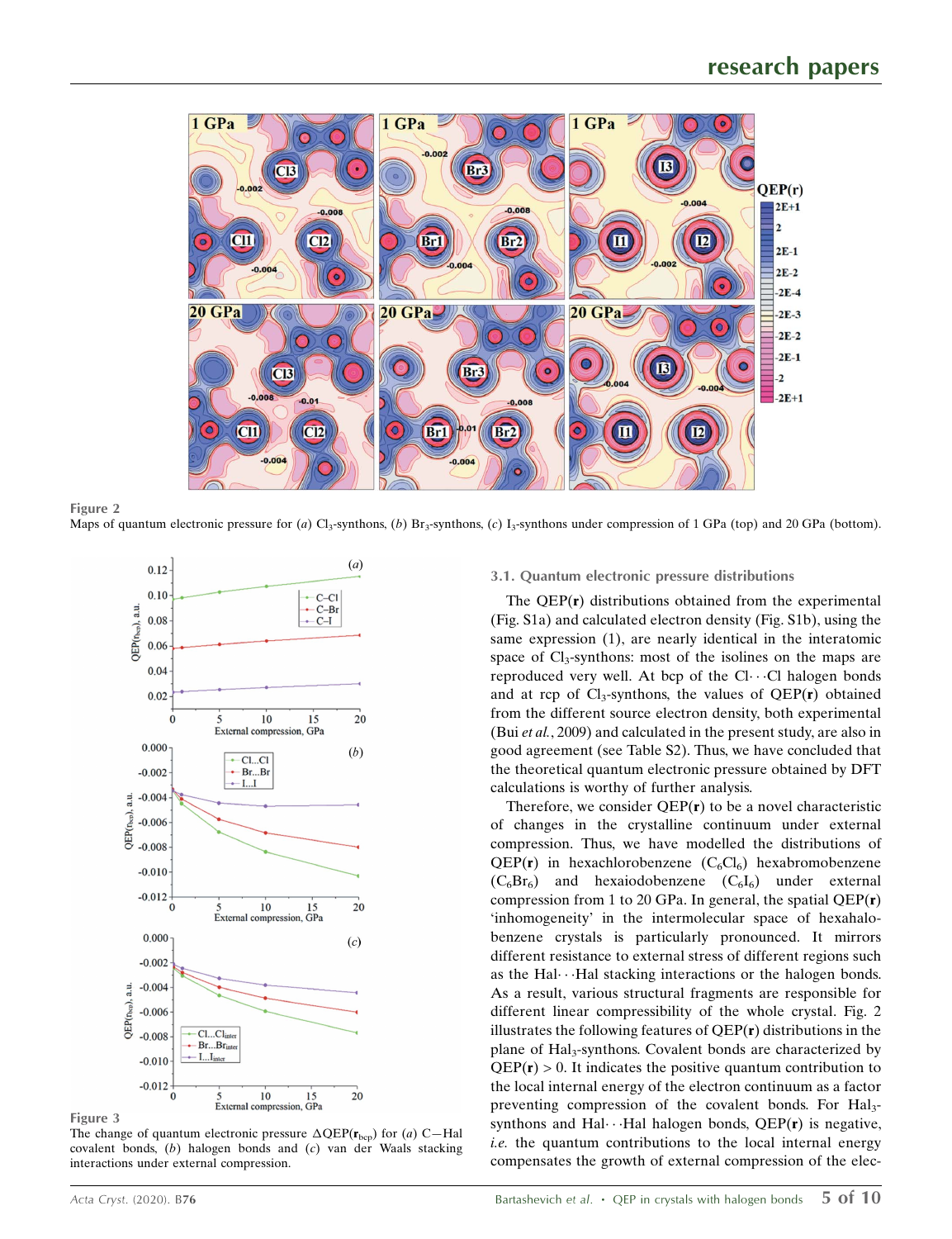**Figure 2**
Maps of quantum electronic pressure for (*a*) $Cl_3$-synthons, (*b*) $Br_3$-synthons, (*c*) $I_3$-synthons under compression of 1 GPa (top) and 20 GPa (bottom).

**Figure 3**
The change of quantum electronic pressure $\Delta QEP(\mathbf{r}_{bcp})$ for (*a*) C—Hal covalent bonds, (*b*) halogen bonds and (*c*) van der Waals stacking interactions under external compression.

### 3.1. Quantum electronic pressure distributions

The $QEP(\mathbf{r})$ distributions obtained from the experimental (Fig. S1a) and calculated electron density (Fig. S1b), using the same expression (1), are nearly identical in the interatomic space of $Cl_3$-synthons: most of the isolines on the maps are reproduced very well. At bcp of the Cl···Cl halogen bonds and at rcp of $Cl_3$-synthons, the values of $QEP(\mathbf{r})$ obtained from the different source electron density, both experimental (Bui *et al.*, 2009) and calculated in the present study, are also in good agreement (see Table S2). Thus, we have concluded that the theoretical quantum electronic pressure obtained by DFT calculations is worthy of further analysis.

Therefore, we consider $QEP(\mathbf{r})$ to be a novel characteristic of changes in the crystalline continuum under external compression. Thus, we have modelled the distributions of $QEP(\mathbf{r})$ in hexachlorobenzene ($C_6Cl_6$) hexabromobenzene ($C_6Br_6$) and hexaiodobenzene ($C_6I_6$) under external compression from 1 to 20 GPa. In general, the spatial $QEP(\mathbf{r})$ 'inhomogeneity' in the intermolecular space of hexahalobenzene crystals is particularly pronounced. It mirrors different resistance to external stress of different regions such as the Hal···Hal stacking interactions or the halogen bonds. As a result, various structural fragments are responsible for different linear compressibility of the whole crystal. Fig. 2 illustrates the following features of $QEP(\mathbf{r})$ distributions in the plane of $Hal_3$-synthons. Covalent bonds are characterized by $QEP(\mathbf{r}) > 0$. It indicates the positive quantum contribution to the local internal energy of the electron continuum as a factor preventing compression of the covalent bonds. For $Hal_3$-synthons and Hal···Hal halogen bonds, $QEP(\mathbf{r})$ is negative, *i.e.* the quantum contributions to the local internal energy compensates the growth of external compression of the elec-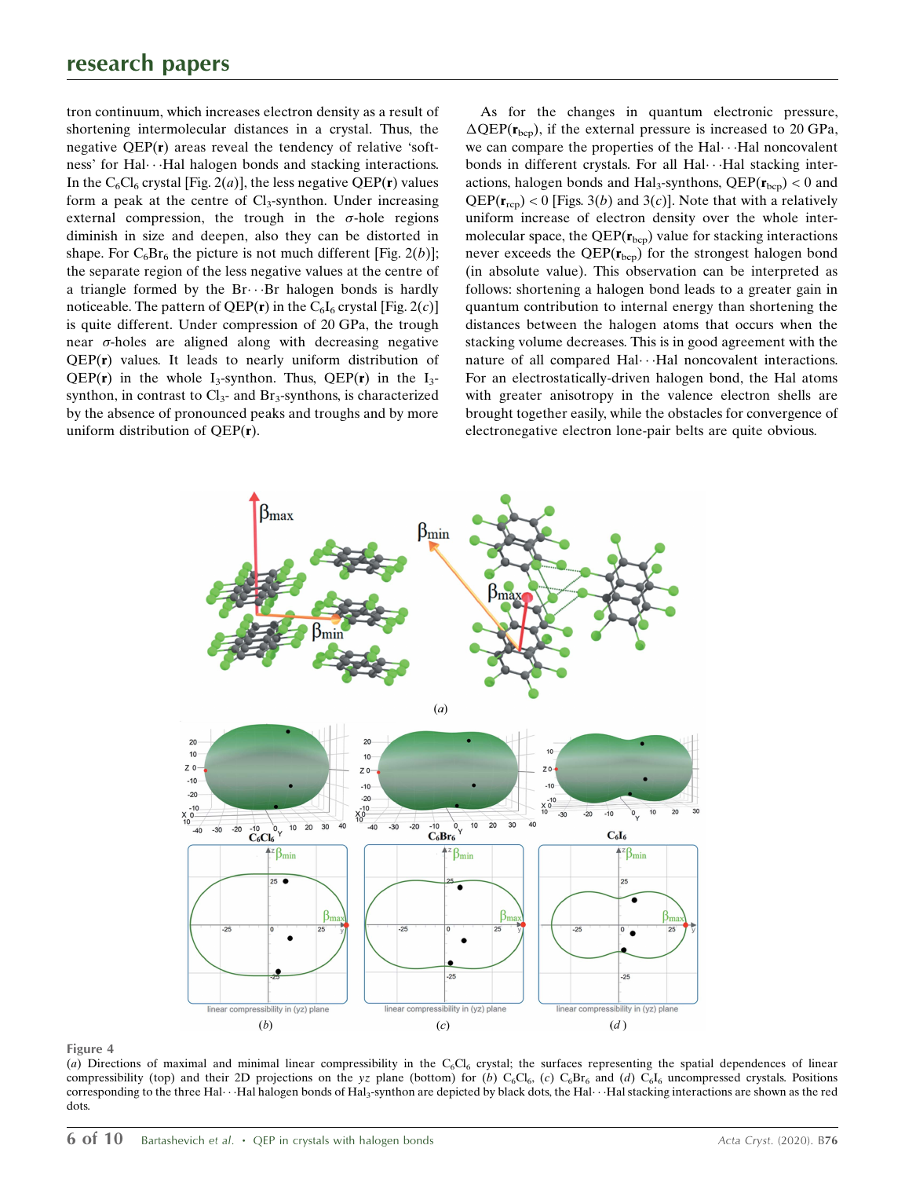tron continuum, which increases electron density as a result of shortening intermolecular distances in a crystal. Thus, the negative QEP(**r**) areas reveal the tendency of relative 'softness' for Hal···Hal halogen bonds and stacking interactions. In the $C_6Cl_6$ crystal [Fig. 2(*a*)], the less negative QEP(**r**) values form a peak at the centre of $Cl_3$-synthon. Under increasing external compression, the trough in the $\sigma$-hole regions diminish in size and deepen, also they can be distorted in shape. For $C_6Br_6$ the picture is not much different [Fig. 2(*b*)]; the separate region of the less negative values at the centre of a triangle formed by the Br···Br halogen bonds is hardly noticeable. The pattern of QEP(**r**) in the $C_6I_6$ crystal [Fig. 2(*c*)] is quite different. Under compression of 20 GPa, the trough near $\sigma$-holes are aligned along with decreasing negative QEP(**r**) values. It leads to nearly uniform distribution of QEP(**r**) in the whole $I_3$-synthon. Thus, QEP(**r**) in the $I_3$-synthon, in contrast to $Cl_3$- and $Br_3$-synthons, is characterized by the absence of pronounced peaks and troughs and by more uniform distribution of QEP(**r**).

As for the changes in quantum electronic pressure, $\Delta$QEP($\mathbf{r}_{bcp}$), if the external pressure is increased to 20 GPa, we can compare the properties of the Hal···Hal noncovalent bonds in different crystals. For all Hal···Hal stacking interactions, halogen bonds and $Hal_3$-synthons, QEP($\mathbf{r}_{bcp}$) < 0 and QEP($\mathbf{r}_{rcp}$) < 0 [Figs. 3(*b*) and 3(*c*)]. Note that with a relatively uniform increase of electron density over the whole intermolecular space, the QEP($\mathbf{r}_{bcp}$) value for stacking interactions never exceeds the QEP($\mathbf{r}_{bcp}$) for the strongest halogen bond (in absolute value). This observation can be interpreted as follows: shortening a halogen bond leads to a greater gain in quantum contribution to internal energy than shortening the distances between the halogen atoms that occurs when the stacking volume decreases. This is in good agreement with the nature of all compared Hal···Hal noncovalent interactions. For an electrostatically-driven halogen bond, the Hal atoms with greater anisotropy in the valence electron shells are brought together easily, while the obstacles for convergence of electronegative electron lone-pair belts are quite obvious.

**Figure 4**
(*a*) Directions of maximal and minimal linear compressibility in the $C_6Cl_6$ crystal; the surfaces representing the spatial dependences of linear compressibility (top) and their 2D projections on the *yz* plane (bottom) for (*b*) $C_6Cl_6$, (*c*) $C_6Br_6$ and (*d*) $C_6I_6$ uncompressed crystals. Positions corresponding to the three Hal···Hal halogen bonds of $Hal_3$-synthon are depicted by black dots, the Hal···Hal stacking interactions are shown as the red dots.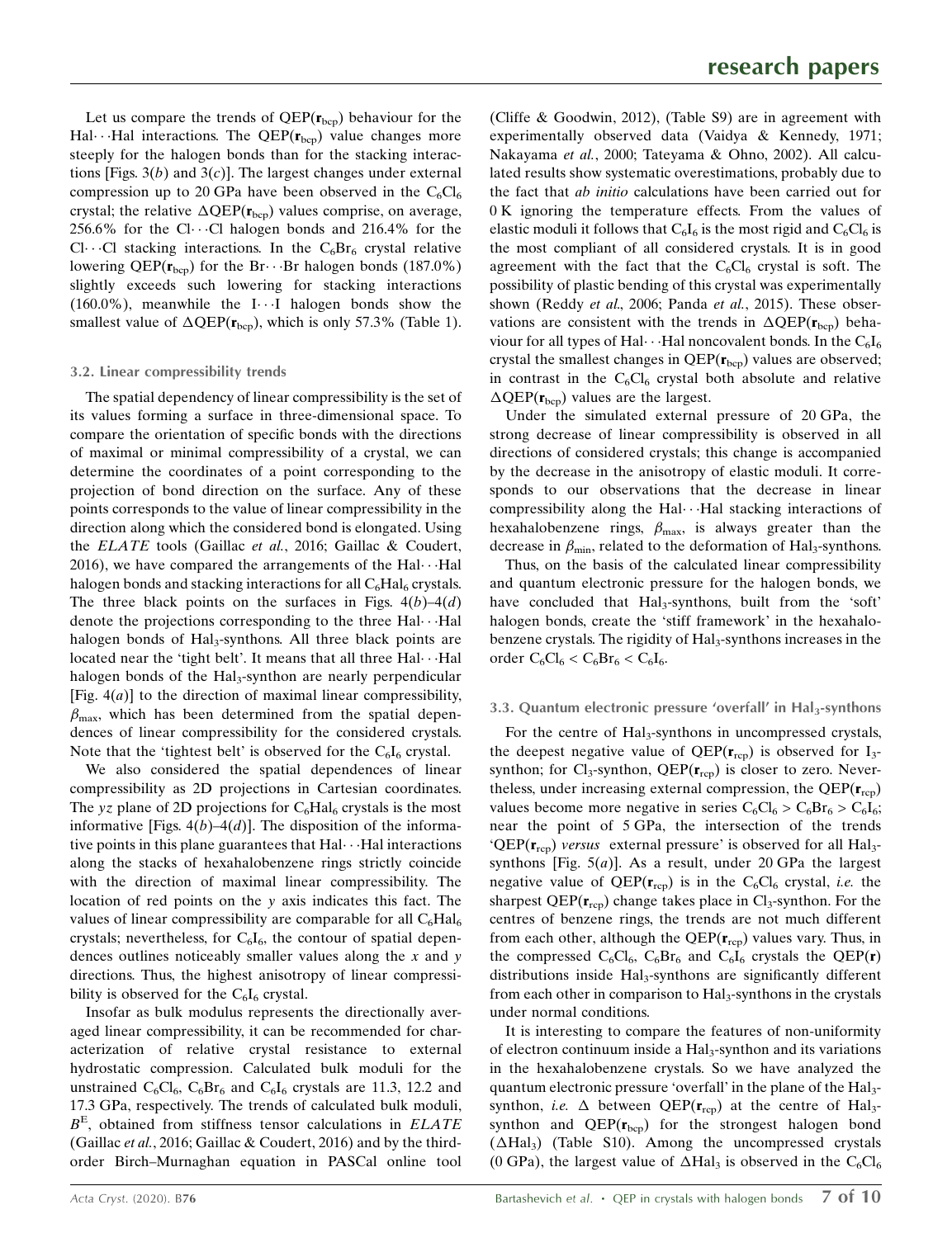Let us compare the trends of $QEP(\mathbf{r}_{bcp})$ behaviour for the Hal$\cdots$Hal interactions. The $QEP(\mathbf{r}_{bcp})$ value changes more steeply for the halogen bonds than for the stacking interactions [Figs. 3(*b*) and 3(*c*)]. The largest changes under external compression up to 20 GPa have been observed in the $C_6Cl_6$ crystal; the relative $\Delta QEP(\mathbf{r}_{bcp})$ values comprise, on average, 256.6% for the Cl$\cdots$Cl halogen bonds and 216.4% for the Cl$\cdots$Cl stacking interactions. In the $C_6Br_6$ crystal relative lowering $QEP(\mathbf{r}_{bcp})$ for the Br$\cdots$Br halogen bonds (187.0%) slightly exceeds such lowering for stacking interactions (160.0%), meanwhile the I$\cdots$I halogen bonds show the smallest value of $\Delta QEP(\mathbf{r}_{bcp})$, which is only 57.3% (Table 1).

### 3.2. Linear compressibility trends

The spatial dependency of linear compressibility is the set of its values forming a surface in three-dimensional space. To compare the orientation of specific bonds with the directions of maximal or minimal compressibility of a crystal, we can determine the coordinates of a point corresponding to the projection of bond direction on the surface. Any of these points corresponds to the value of linear compressibility in the direction along which the considered bond is elongated. Using the *ELATE* tools (Gaillac *et al.*, 2016; Gaillac & Coudert, 2016), we have compared the arrangements of the Hal$\cdots$Hal halogen bonds and stacking interactions for all $C_6Hal_6$ crystals. The three black points on the surfaces in Figs. 4(*b*)–4(*d*) denote the projections corresponding to the three Hal$\cdots$Hal halogen bonds of $Hal_3$-synthons. All three black points are located near the 'tight belt'. It means that all three Hal$\cdots$Hal halogen bonds of the $Hal_3$-synthon are nearly perpendicular [Fig. 4(*a*)] to the direction of maximal linear compressibility, $\beta_{max}$, which has been determined from the spatial dependences of linear compressibility for the considered crystals. Note that the 'tightest belt' is observed for the $C_6I_6$ crystal.

We also considered the spatial dependences of linear compressibility as 2D projections in Cartesian coordinates. The *yz* plane of 2D projections for $C_6Hal_6$ crystals is the most informative [Figs. 4(*b*)–4(*d*)]. The disposition of the informative points in this plane guarantees that Hal$\cdots$Hal interactions along the stacks of hexahalobenzene rings strictly coincide with the direction of maximal linear compressibility. The location of red points on the *y* axis indicates this fact. The values of linear compressibility are comparable for all $C_6Hal_6$ crystals; nevertheless, for $C_6I_6$, the contour of spatial dependences outlines noticeably smaller values along the *x* and *y* directions. Thus, the highest anisotropy of linear compressibility is observed for the $C_6I_6$ crystal.

Insofar as bulk modulus represents the directionally averaged linear compressibility, it can be recommended for characterization of relative crystal resistance to external hydrostatic compression. Calculated bulk moduli for the unstrained $C_6Cl_6$, $C_6Br_6$ and $C_6I_6$ crystals are 11.3, 12.2 and 17.3 GPa, respectively. The trends of calculated bulk moduli, $B^E$, obtained from stiffness tensor calculations in *ELATE* (Gaillac *et al.*, 2016; Gaillac & Coudert, 2016) and by the third-order Birch–Murnaghan equation in PASCal online tool (Cliffe & Goodwin, 2012), (Table S9) are in agreement with experimentally observed data (Vaidya & Kennedy, 1971; Nakayama *et al.*, 2000; Tateyama & Ohno, 2002). All calculated results show systematic overestimations, probably due to the fact that *ab initio* calculations have been carried out for 0 K ignoring the temperature effects. From the values of elastic moduli it follows that $C_6I_6$ is the most rigid and $C_6Cl_6$ is the most compliant of all considered crystals. It is in good agreement with the fact that the $C_6Cl_6$ crystal is soft. The possibility of plastic bending of this crystal was experimentally shown (Reddy *et al.*, 2006; Panda *et al.*, 2015). These observations are consistent with the trends in $\Delta QEP(\mathbf{r}_{bcp})$ behaviour for all types of Hal$\cdots$Hal noncovalent bonds. In the $C_6I_6$ crystal the smallest changes in $QEP(\mathbf{r}_{bcp})$ values are observed; in contrast in the $C_6Cl_6$ crystal both absolute and relative $\Delta QEP(\mathbf{r}_{bcp})$ values are the largest.

Under the simulated external pressure of 20 GPa, the strong decrease of linear compressibility is observed in all directions of considered crystals; this change is accompanied by the decrease in the anisotropy of elastic moduli. It corresponds to our observations that the decrease in linear compressibility along the Hal$\cdots$Hal stacking interactions of hexahalobenzene rings, $\beta_{max}$, is always greater than the decrease in $\beta_{min}$, related to the deformation of $Hal_3$-synthons.

Thus, on the basis of the calculated linear compressibility and quantum electronic pressure for the halogen bonds, we have concluded that $Hal_3$-synthons, built from the 'soft' halogen bonds, create the 'stiff framework' in the hexahalobenzene crystals. The rigidity of $Hal_3$-synthons increases in the order $C_6Cl_6 < C_6Br_6 < C_6I_6$.

### 3.3. Quantum electronic pressure 'overfall' in $Hal_3$-synthons

For the centre of $Hal_3$-synthons in uncompressed crystals, the deepest negative value of $QEP(\mathbf{r}_{rcp})$ is observed for $I_3$-synthon; for $Cl_3$-synthon, $QEP(\mathbf{r}_{rcp})$ is closer to zero. Nevertheless, under increasing external compression, the $QEP(\mathbf{r}_{rcp})$ values become more negative in series $C_6Cl_6 > C_6Br_6 > C_6I_6$; near the point of 5 GPa, the intersection of the trends '$QEP(\mathbf{r}_{rcp})$ *versus* external pressure' is observed for all $Hal_3$-synthons [Fig. 5(*a*)]. As a result, under 20 GPa the largest negative value of $QEP(\mathbf{r}_{rcp})$ is in the $C_6Cl_6$ crystal, *i.e.* the sharpest $QEP(\mathbf{r}_{rcp})$ change takes place in $Cl_3$-synthon. For the centres of benzene rings, the trends are not much different from each other, although the $QEP(\mathbf{r}_{rcp})$ values vary. Thus, in the compressed $C_6Cl_6$, $C_6Br_6$ and $C_6I_6$ crystals the $QEP(\mathbf{r})$ distributions inside $Hal_3$-synthons are significantly different from each other in comparison to $Hal_3$-synthons in the crystals under normal conditions.

It is interesting to compare the features of non-uniformity of electron continuum inside a $Hal_3$-synthon and its variations in the hexahalobenzene crystals. So we have analyzed the quantum electronic pressure 'overfall' in the plane of the $Hal_3$-synthon, *i.e.* $\Delta$ between $QEP(\mathbf{r}_{rcp})$ at the centre of $Hal_3$-synthon and $QEP(\mathbf{r}_{bcp})$ for the strongest halogen bond ($\Delta Hal_3$) (Table S10). Among the uncompressed crystals (0 GPa), the largest value of $\Delta Hal_3$ is observed in the $C_6Cl_6$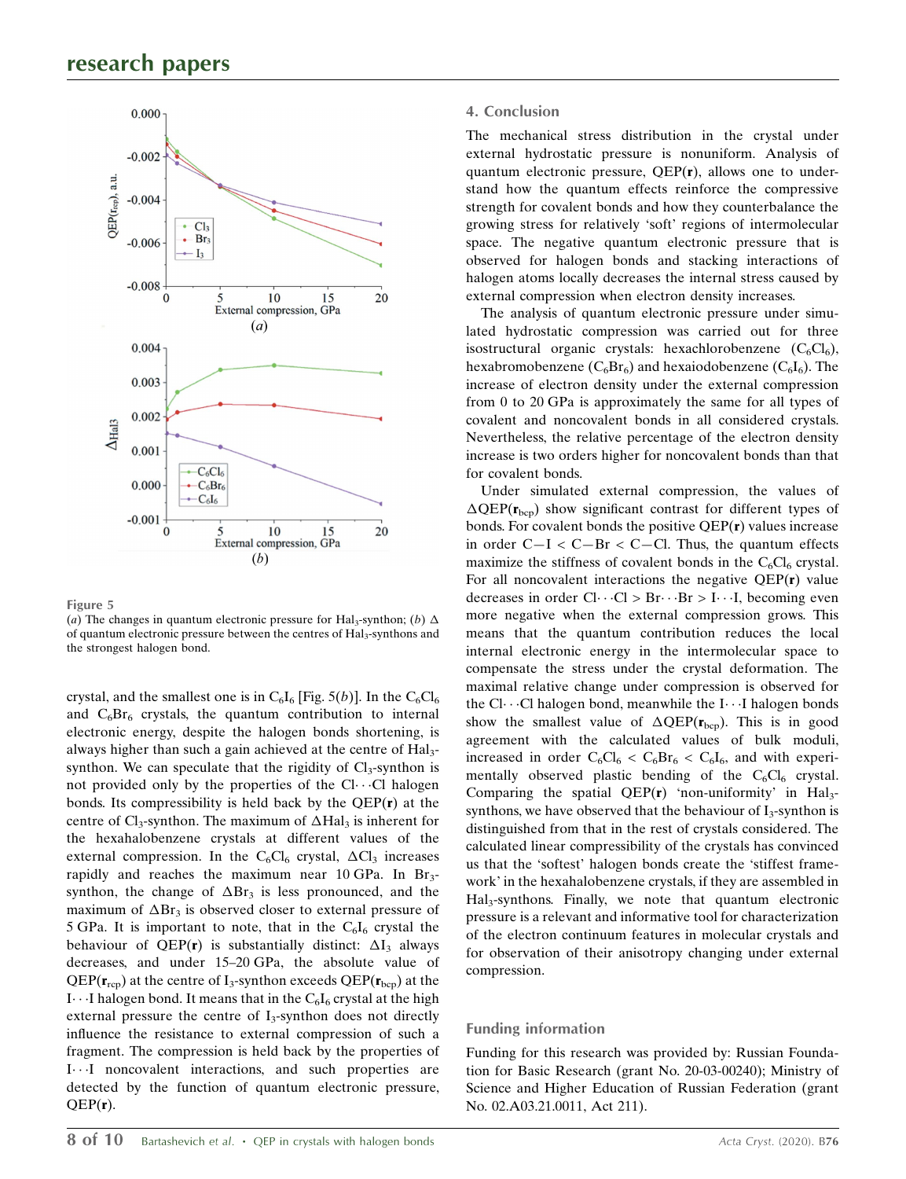**Figure 5**
(*a*) The changes in quantum electronic pressure for $Hal_3$-synthon; (*b*) $\Delta$ of quantum electronic pressure between the centres of $Hal_3$-synthons and the strongest halogen bond.

crystal, and the smallest one is in $C_6I_6$ [Fig. 5(*b*)]. In the $C_6Cl_6$ and $C_6Br_6$ crystals, the quantum contribution to internal electronic energy, despite the halogen bonds shortening, is always higher than such a gain achieved at the centre of $Hal_3$-synthon. We can speculate that the rigidity of $Cl_3$-synthon is not provided only by the properties of the Cl$\cdots$Cl halogen bonds. Its compressibility is held back by the QEP(**r**) at the centre of $Cl_3$-synthon. The maximum of $\Delta Hal_3$ is inherent for the hexahalobenzene crystals at different values of the external compression. In the $C_6Cl_6$ crystal, $\Delta Cl_3$ increases rapidly and reaches the maximum near 10 GPa. In $Br_3$-synthon, the change of $\Delta Br_3$ is less pronounced, and the maximum of $\Delta Br_3$ is observed closer to external pressure of 5 GPa. It is important to note, that in the $C_6I_6$ crystal the behaviour of QEP(**r**) is substantially distinct: $\Delta I_3$ always decreases, and under 15–20 GPa, the absolute value of QEP($\mathbf{r}_{rcp}$) at the centre of $I_3$-synthon exceeds QEP($\mathbf{r}_{bcp}$) at the I$\cdots$I halogen bond. It means that in the $C_6I_6$ crystal at the high external pressure the centre of $I_3$-synthon does not directly influence the resistance to external compression of such a fragment. The compression is held back by the properties of I$\cdots$I noncovalent interactions, and such properties are detected by the function of quantum electronic pressure, QEP(**r**).

## 4. Conclusion

The mechanical stress distribution in the crystal under external hydrostatic pressure is nonuniform. Analysis of quantum electronic pressure, QEP(**r**), allows one to understand how the quantum effects reinforce the compressive strength for covalent bonds and how they counterbalance the growing stress for relatively 'soft' regions of intermolecular space. The negative quantum electronic pressure that is observed for halogen bonds and stacking interactions of halogen atoms locally decreases the internal stress caused by external compression when electron density increases.

The analysis of quantum electronic pressure under simulated hydrostatic compression was carried out for three isostructural organic crystals: hexachlorobenzene ($C_6Cl_6$), hexabromobenzene ($C_6Br_6$) and hexaiodobenzene ($C_6I_6$). The increase of electron density under the external compression from 0 to 20 GPa is approximately the same for all types of covalent and noncovalent bonds in all considered crystals. Nevertheless, the relative percentage of the electron density increase is two orders higher for noncovalent bonds than that for covalent bonds.

Under simulated external compression, the values of $\Delta$QEP($\mathbf{r}_{bcp}$) show significant contrast for different types of bonds. For covalent bonds the positive QEP(**r**) values increase in order C—I < C—Br < C—Cl. Thus, the quantum effects maximize the stiffness of covalent bonds in the $C_6Cl_6$ crystal. For all noncovalent interactions the negative QEP(**r**) value decreases in order Cl$\cdots$Cl > Br$\cdots$Br > I$\cdots$I, becoming even more negative when the external compression grows. This means that the quantum contribution reduces the local internal electronic energy in the intermolecular space to compensate the stress under the crystal deformation. The maximal relative change under compression is observed for the Cl$\cdots$Cl halogen bond, meanwhile the I$\cdots$I halogen bonds show the smallest value of $\Delta$QEP($\mathbf{r}_{bcp}$). This is in good agreement with the calculated values of bulk moduli, increased in order $C_6Cl_6$ < $C_6Br_6$ < $C_6I_6$, and with experimentally observed plastic bending of the $C_6Cl_6$ crystal. Comparing the spatial QEP(**r**) 'non-uniformity' in $Hal_3$-synthons, we have observed that the behaviour of $I_3$-synthon is distinguished from that in the rest of crystals considered. The calculated linear compressibility of the crystals has convinced us that the 'softest' halogen bonds create the 'stiffest framework' in the hexahalobenzene crystals, if they are assembled in $Hal_3$-synthons. Finally, we note that quantum electronic pressure is a relevant and informative tool for characterization of the electron continuum features in molecular crystals and for observation of their anisotropy changing under external compression.

### Funding information

Funding for this research was provided by: Russian Foundation for Basic Research (grant No. 20-03-00240); Ministry of Science and Higher Education of Russian Federation (grant No. 02.A03.21.0011, Act 211).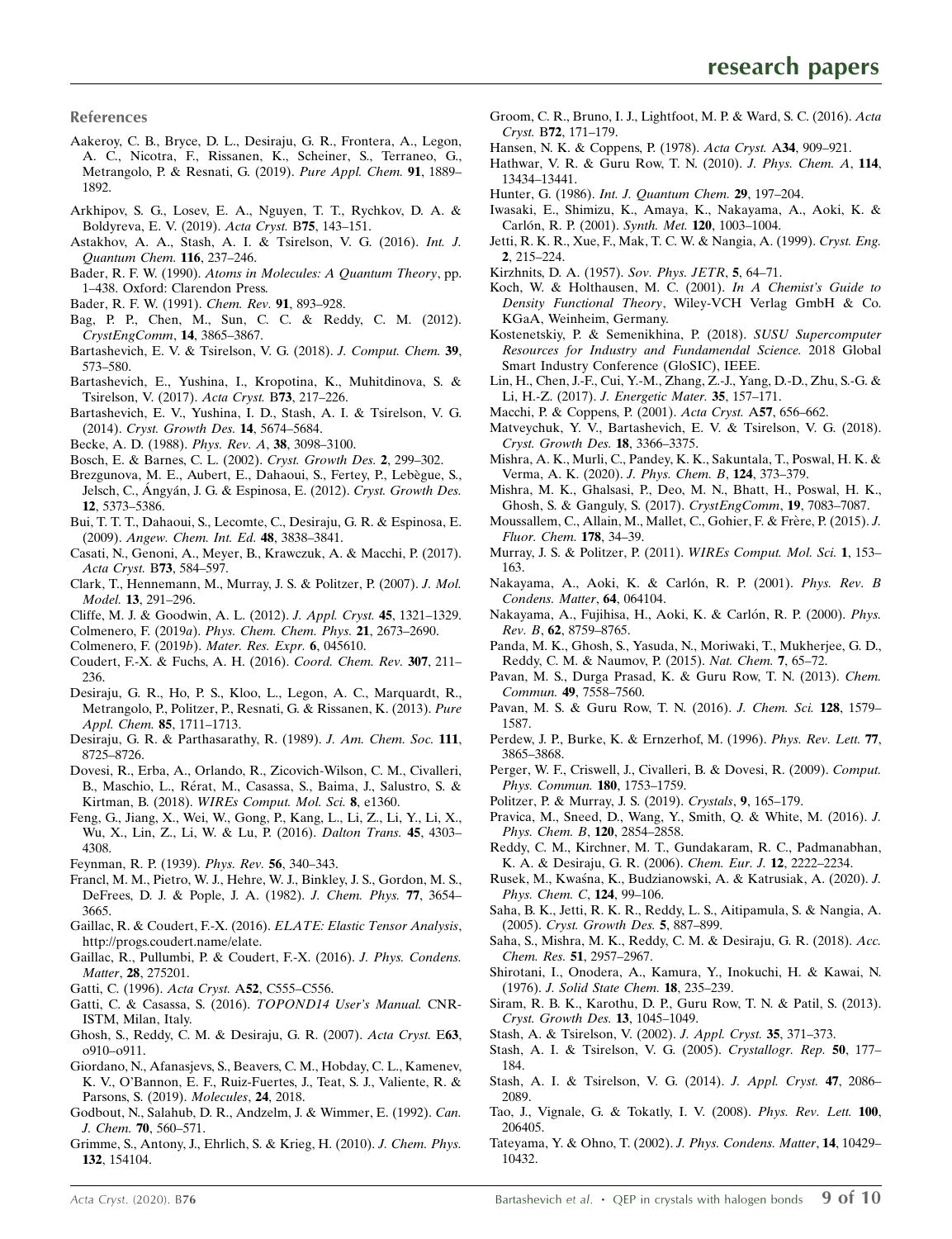## References

Aakeroy, C. B., Bryce, D. L., Desiraju, G. R., Frontera, A., Legon, A. C., Nicotra, F., Rissanen, K., Scheiner, S., Terraneo, G., Metrangolo, P. & Resnati, G. (2019). *Pure Appl. Chem.* **91**, 1889–1892.

Arkhipov, S. G., Losev, E. A., Nguyen, T. T., Rychkov, D. A. & Boldyreva, E. V. (2019). *Acta Cryst.* B**75**, 143–151.

Astakhov, A. A., Stash, A. I. & Tsirelson, V. G. (2016). *Int. J. Quantum Chem.* **116**, 237–246.

Bader, R. F. W. (1990). *Atoms in Molecules: A Quantum Theory*, pp. 1–438. Oxford: Clarendon Press.

Bader, R. F. W. (1991). *Chem. Rev.* **91**, 893–928.

Bag, P. P., Chen, M., Sun, C. C. & Reddy, C. M. (2012). *CrystEngComm*, **14**, 3865–3867.

Bartashevich, E. V. & Tsirelson, V. G. (2018). *J. Comput. Chem.* **39**, 573–580.

Bartashevich, E., Yushina, I., Kropotina, K., Muhitdinova, S. & Tsirelson, V. (2017). *Acta Cryst.* B**73**, 217–226.

Bartashevich, E. V., Yushina, I. D., Stash, A. I. & Tsirelson, V. G. (2014). *Cryst. Growth Des.* **14**, 5674–5684.

Becke, A. D. (1988). *Phys. Rev. A*, **38**, 3098–3100.

Bosch, E. & Barnes, C. L. (2002). *Cryst. Growth Des.* **2**, 299–302.

Brezgunova, M. E., Aubert, E., Dahaoui, S., Fertey, P., Lebègue, S., Jelsch, C., Ángyán, J. G. & Espinosa, E. (2012). *Cryst. Growth Des.* **12**, 5373–5386.

Bui, T. T. T., Dahaoui, S., Lecomte, C., Desiraju, G. R. & Espinosa, E. (2009). *Angew. Chem. Int. Ed.* **48**, 3838–3841.

Casati, N., Genoni, A., Meyer, B., Krawczuk, A. & Macchi, P. (2017). *Acta Cryst.* B**73**, 584–597.

Clark, T., Hennemann, M., Murray, J. S. & Politzer, P. (2007). *J. Mol. Model.* **13**, 291–296.

Cliffe, M. J. & Goodwin, A. L. (2012). *J. Appl. Cryst.* **45**, 1321–1329.

Colmenero, F. (2019*a*). *Phys. Chem. Chem. Phys.* **21**, 2673–2690.

Colmenero, F. (2019*b*). *Mater. Res. Expr.* **6**, 045610.

Coudert, F.-X. & Fuchs, A. H. (2016). *Coord. Chem. Rev.* **307**, 211–236.

Desiraju, G. R., Ho, P. S., Kloo, L., Legon, A. C., Marquardt, R., Metrangolo, P., Politzer, P., Resnati, G. & Rissanen, K. (2013). *Pure Appl. Chem.* **85**, 1711–1713.

Desiraju, G. R. & Parthasarathy, R. (1989). *J. Am. Chem. Soc.* **111**, 8725–8726.

Dovesi, R., Erba, A., Orlando, R., Zicovich-Wilson, C. M., Civalleri, B., Maschio, L., Rérat, M., Casassa, S., Baima, J., Salustro, S. & Kirtman, B. (2018). *WIREs Comput. Mol. Sci.* **8**, e1360.

Feng, G., Jiang, X., Wei, W., Gong, P., Kang, L., Li, Z., Li, Y., Li, X., Wu, X., Lin, Z., Li, W. & Lu, P. (2016). *Dalton Trans.* **45**, 4303–4308.

Feynman, R. P. (1939). *Phys. Rev.* **56**, 340–343.

Francl, M. M., Pietro, W. J., Hehre, W. J., Binkley, J. S., Gordon, M. S., DeFrees, D. J. & Pople, J. A. (1982). *J. Chem. Phys.* **77**, 3654–3665.

Gaillac, R. & Coudert, F.-X. (2016). *ELATE: Elastic Tensor Analysis*, http://progs.coudert.name/elate.

Gaillac, R., Pullumbi, P. & Coudert, F.-X. (2016). *J. Phys. Condens. Matter*, **28**, 275201.

Gatti, C. (1996). *Acta Cryst.* A**52**, C555–C556.

Gatti, C. & Casassa, S. (2016). *TOPOND14 User's Manual.* CNR-ISTM, Milan, Italy.

Ghosh, S., Reddy, C. M. & Desiraju, G. R. (2007). *Acta Cryst.* E**63**, o910–o911.

Giordano, N., Afanasjevs, S., Beavers, C. M., Hobday, C. L., Kamenev, K. V., O'Bannon, E. F., Ruiz-Fuertes, J., Teat, S. J., Valiente, R. & Parsons, S. (2019). *Molecules*, **24**, 2018.

Godbout, N., Salahub, D. R., Andzelm, J. & Wimmer, E. (1992). *Can. J. Chem.* **70**, 560–571.

Grimme, S., Antony, J., Ehrlich, S. & Krieg, H. (2010). *J. Chem. Phys.* **132**, 154104.

Groom, C. R., Bruno, I. J., Lightfoot, M. P. & Ward, S. C. (2016). *Acta Cryst.* B**72**, 171–179.

Hansen, N. K. & Coppens, P. (1978). *Acta Cryst.* A**34**, 909–921.

Hathwar, V. R. & Guru Row, T. N. (2010). *J. Phys. Chem. A*, **114**, 13434–13441.

Hunter, G. (1986). *Int. J. Quantum Chem.* **29**, 197–204.

Iwasaki, E., Shimizu, K., Amaya, K., Nakayama, A., Aoki, K. & Carlón, R. P. (2001). *Synth. Met.* **120**, 1003–1004.

Jetti, R. K. R., Xue, F., Mak, T. C. W. & Nangia, A. (1999). *Cryst. Eng.* **2**, 215–224.

Kirzhnits, D. A. (1957). *Sov. Phys. JETR*, **5**, 64–71.

Koch, W. & Holthausen, M. C. (2001). *In A Chemist's Guide to Density Functional Theory*, Wiley-VCH Verlag GmbH & Co. KGaA, Weinheim, Germany.

Kostenetskiy, P. & Semenikhina, P. (2018). *SUSU Supercomputer Resources for Industry and Fundamendal Science.* 2018 Global Smart Industry Conference (GloSIC), IEEE.

Lin, H., Chen, J.-F., Cui, Y.-M., Zhang, Z.-J., Yang, D.-D., Zhu, S.-G. & Li, H.-Z. (2017). *J. Energetic Mater.* **35**, 157–171.

Macchi, P. & Coppens, P. (2001). *Acta Cryst.* A**57**, 656–662.

Matveychuk, Y. V., Bartashevich, E. V. & Tsirelson, V. G. (2018). *Cryst. Growth Des.* **18**, 3366–3375.

Mishra, A. K., Murli, C., Pandey, K. K., Sakuntala, T., Poswal, H. K. & Verma, A. K. (2020). *J. Phys. Chem. B*, **124**, 373–379.

Mishra, M. K., Ghalsasi, P., Deo, M. N., Bhatt, H., Poswal, H. K., Ghosh, S. & Ganguly, S. (2017). *CrystEngComm*, **19**, 7083–7087.

Moussallem, C., Allain, M., Mallet, C., Gohier, F. & Frère, P. (2015). *J. Fluor. Chem.* **178**, 34–39.

Murray, J. S. & Politzer, P. (2011). *WIREs Comput. Mol. Sci.* **1**, 153–163.

Nakayama, A., Aoki, K. & Carlón, R. P. (2001). *Phys. Rev. B Condens. Matter*, **64**, 064104.

Nakayama, A., Fujihisa, H., Aoki, K. & Carlón, R. P. (2000). *Phys. Rev. B*, **62**, 8759–8765.

Panda, M. K., Ghosh, S., Yasuda, N., Moriwaki, T., Mukherjee, G. D., Reddy, C. M. & Naumov, P. (2015). *Nat. Chem.* **7**, 65–72.

Pavan, M. S., Durga Prasad, K. & Guru Row, T. N. (2013). *Chem. Commun.* **49**, 7558–7560.

Pavan, M. S. & Guru Row, T. N. (2016). *J. Chem. Sci.* **128**, 1579–1587.

Perdew, J. P., Burke, K. & Ernzerhof, M. (1996). *Phys. Rev. Lett.* **77**, 3865–3868.

Perger, W. F., Criswell, J., Civalleri, B. & Dovesi, R. (2009). *Comput. Phys. Commun.* **180**, 1753–1759.

Politzer, P. & Murray, J. S. (2019). *Crystals*, **9**, 165–179.

Pravica, M., Sneed, D., Wang, Y., Smith, Q. & White, M. (2016). *J. Phys. Chem. B*, **120**, 2854–2858.

Reddy, C. M., Kirchner, M. T., Gundakaram, R. C., Padmanabhan, K. A. & Desiraju, G. R. (2006). *Chem. Eur. J.* **12**, 2222–2234.

Rusek, M., Kwaśna, K., Budzianowski, A. & Katrusiak, A. (2020). *J. Phys. Chem. C*, **124**, 99–106.

Saha, B. K., Jetti, R. K. R., Reddy, L. S., Aitipamula, S. & Nangia, A. (2005). *Cryst. Growth Des.* **5**, 887–899.

Saha, S., Mishra, M. K., Reddy, C. M. & Desiraju, G. R. (2018). *Acc. Chem. Res.* **51**, 2957–2967.

Shirotani, I., Onodera, A., Kamura, Y., Inokuchi, H. & Kawai, N. (1976). *J. Solid State Chem.* **18**, 235–239.

Siram, R. B. K., Karothu, D. P., Guru Row, T. N. & Patil, S. (2013). *Cryst. Growth Des.* **13**, 1045–1049.

Stash, A. & Tsirelson, V. (2002). *J. Appl. Cryst.* **35**, 371–373.

Stash, A. I. & Tsirelson, V. G. (2005). *Crystallogr. Rep.* **50**, 177–184.

Stash, A. I. & Tsirelson, V. G. (2014). *J. Appl. Cryst.* **47**, 2086–2089.

Tao, J., Vignale, G. & Tokatly, I. V. (2008). *Phys. Rev. Lett.* **100**, 206405.

Tateyama, Y. & Ohno, T. (2002). *J. Phys. Condens. Matter*, **14**, 10429–10432.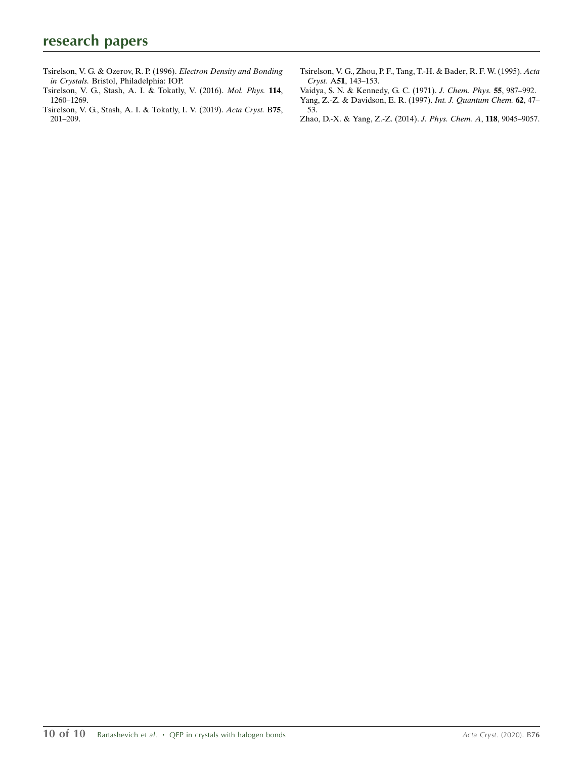Tsirelson, V. G. & Ozerov, R. P. (1996). *Electron Density and Bonding in Crystals.* Bristol, Philadelphia: IOP.

Tsirelson, V. G., Stash, A. I. & Tokatly, V. (2016). *Mol. Phys.* **114**, 1260–1269.

Tsirelson, V. G., Stash, A. I. & Tokatly, I. V. (2019). *Acta Cryst.* B**75**, 201–209.

Tsirelson, V. G., Zhou, P. F., Tang, T.-H. & Bader, R. F. W. (1995). *Acta Cryst.* A**51**, 143–153.

Vaidya, S. N. & Kennedy, G. C. (1971). *J. Chem. Phys.* **55**, 987–992.

Yang, Z.-Z. & Davidson, E. R. (1997). *Int. J. Quantum Chem.* **62**, 47–53.

Zhao, D.-X. & Yang, Z.-Z. (2014). *J. Phys. Chem. A*, **118**, 9045–9057.